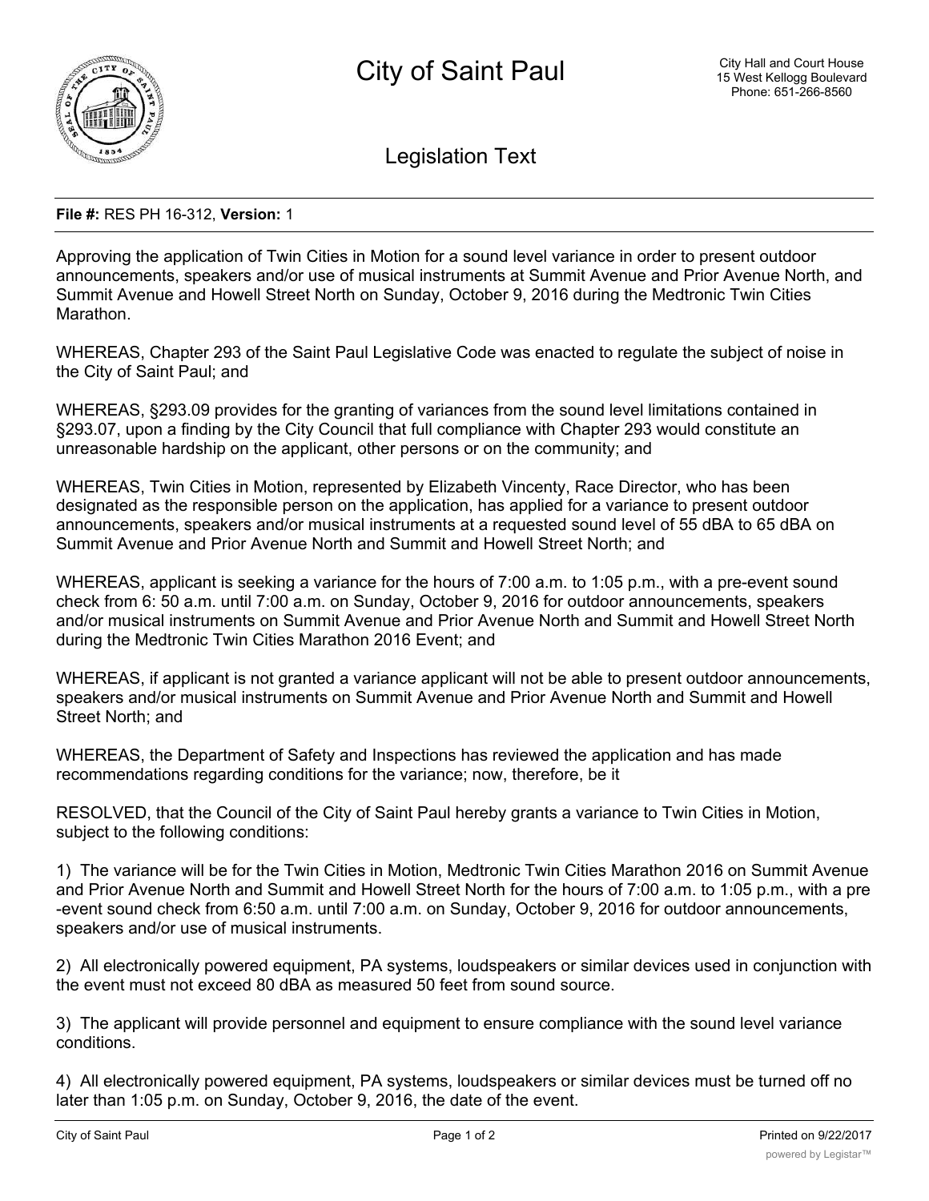# City of Saint Paul

City Hall and Court House
15 West Kellogg Boulevard
Phone: 651-266-8560

## Legislation Text

**File #:** RES PH 16-312, **Version:** 1

Approving the application of Twin Cities in Motion for a sound level variance in order to present outdoor announcements, speakers and/or use of musical instruments at Summit Avenue and Prior Avenue North, and Summit Avenue and Howell Street North on Sunday, October 9, 2016 during the Medtronic Twin Cities Marathon.

WHEREAS, Chapter 293 of the Saint Paul Legislative Code was enacted to regulate the subject of noise in the City of Saint Paul; and

WHEREAS, §293.09 provides for the granting of variances from the sound level limitations contained in §293.07, upon a finding by the City Council that full compliance with Chapter 293 would constitute an unreasonable hardship on the applicant, other persons or on the community; and

WHEREAS, Twin Cities in Motion, represented by Elizabeth Vincenty, Race Director, who has been designated as the responsible person on the application, has applied for a variance to present outdoor announcements, speakers and/or musical instruments at a requested sound level of 55 dBA to 65 dBA on Summit Avenue and Prior Avenue North and Summit and Howell Street North; and

WHEREAS, applicant is seeking a variance for the hours of 7:00 a.m. to 1:05 p.m., with a pre-event sound check from 6: 50 a.m. until 7:00 a.m. on Sunday, October 9, 2016 for outdoor announcements, speakers and/or musical instruments on Summit Avenue and Prior Avenue North and Summit and Howell Street North during the Medtronic Twin Cities Marathon 2016 Event; and

WHEREAS, if applicant is not granted a variance applicant will not be able to present outdoor announcements, speakers and/or musical instruments on Summit Avenue and Prior Avenue North and Summit and Howell Street North; and

WHEREAS, the Department of Safety and Inspections has reviewed the application and has made recommendations regarding conditions for the variance; now, therefore, be it

RESOLVED, that the Council of the City of Saint Paul hereby grants a variance to Twin Cities in Motion, subject to the following conditions:

1) The variance will be for the Twin Cities in Motion, Medtronic Twin Cities Marathon 2016 on Summit Avenue and Prior Avenue North and Summit and Howell Street North for the hours of 7:00 a.m. to 1:05 p.m., with a pre-event sound check from 6:50 a.m. until 7:00 a.m. on Sunday, October 9, 2016 for outdoor announcements, speakers and/or use of musical instruments.

2) All electronically powered equipment, PA systems, loudspeakers or similar devices used in conjunction with the event must not exceed 80 dBA as measured 50 feet from sound source.

3) The applicant will provide personnel and equipment to ensure compliance with the sound level variance conditions.

4) All electronically powered equipment, PA systems, loudspeakers or similar devices must be turned off no later than 1:05 p.m. on Sunday, October 9, 2016, the date of the event.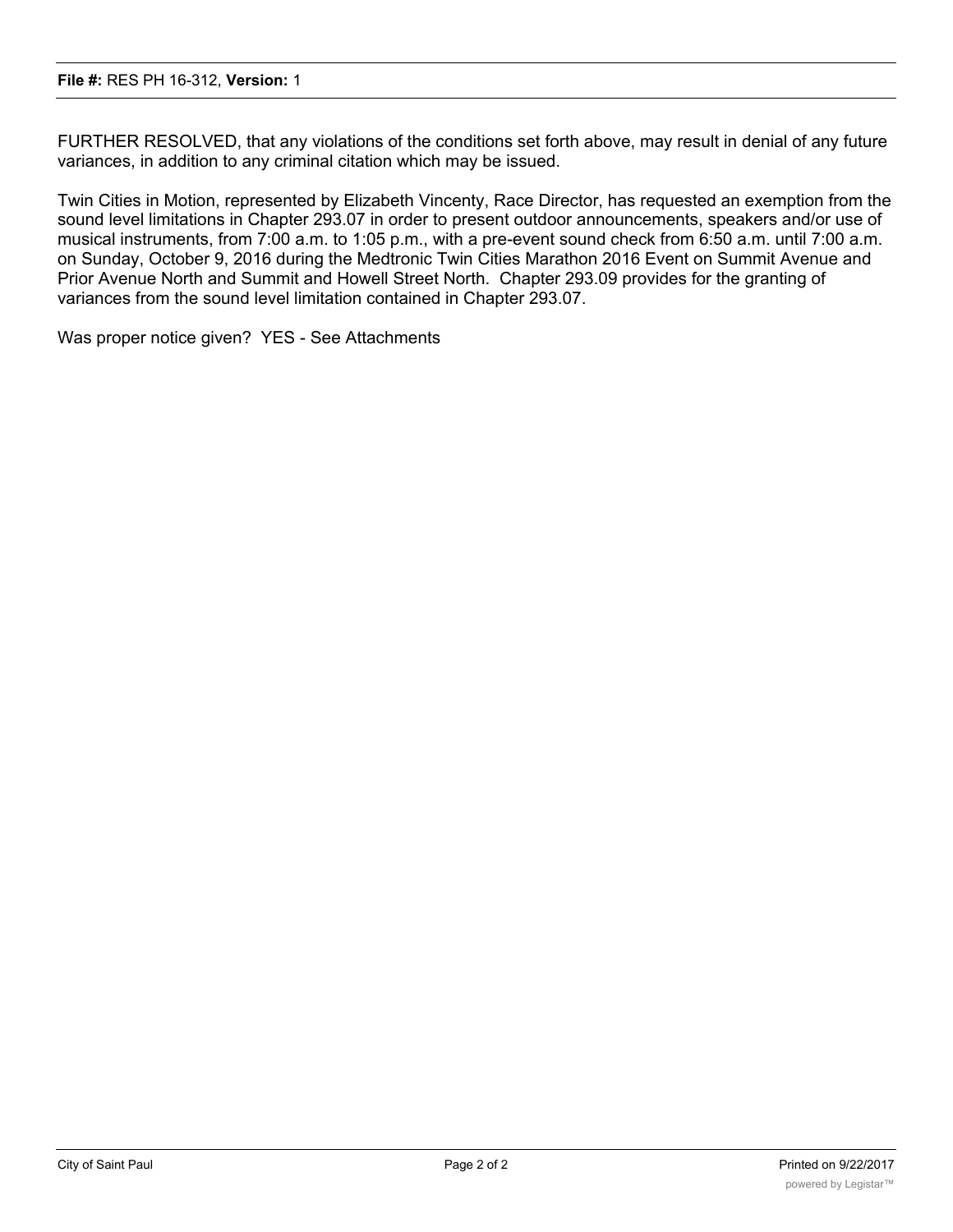FURTHER RESOLVED, that any violations of the conditions set forth above, may result in denial of any future variances, in addition to any criminal citation which may be issued.

Twin Cities in Motion, represented by Elizabeth Vincenty, Race Director, has requested an exemption from the sound level limitations in Chapter 293.07 in order to present outdoor announcements, speakers and/or use of musical instruments, from 7:00 a.m. to 1:05 p.m., with a pre-event sound check from 6:50 a.m. until 7:00 a.m. on Sunday, October 9, 2016 during the Medtronic Twin Cities Marathon 2016 Event on Summit Avenue and Prior Avenue North and Summit and Howell Street North. Chapter 293.09 provides for the granting of variances from the sound level limitation contained in Chapter 293.07.

Was proper notice given? YES - See Attachments